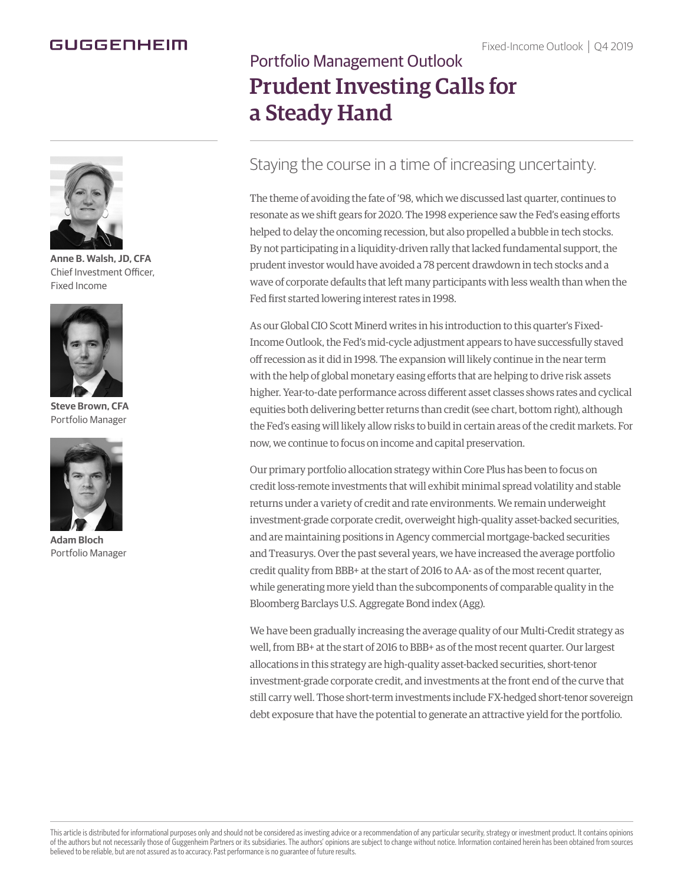GUGGENHEIM

Fixed-Income Outlook | Q4 2019

## Portfolio Management Outlook

# Prudent Investing Calls for a Steady Hand

**Anne B. Walsh, JD, CFA**
Chief Investment Officer, Fixed Income

**Steve Brown, CFA**
Portfolio Manager

**Adam Bloch**
Portfolio Manager

### Staying the course in a time of increasing uncertainty.

The theme of avoiding the fate of '98, which we discussed last quarter, continues to resonate as we shift gears for 2020. The 1998 experience saw the Fed's easing efforts helped to delay the oncoming recession, but also propelled a bubble in tech stocks. By not participating in a liquidity-driven rally that lacked fundamental support, the prudent investor would have avoided a 78 percent drawdown in tech stocks and a wave of corporate defaults that left many participants with less wealth than when the Fed first started lowering interest rates in 1998.

As our Global CIO Scott Minerd writes in his introduction to this quarter's Fixed-Income Outlook, the Fed's mid-cycle adjustment appears to have successfully staved off recession as it did in 1998. The expansion will likely continue in the near term with the help of global monetary easing efforts that are helping to drive risk assets higher. Year-to-date performance across different asset classes shows rates and cyclical equities both delivering better returns than credit (see chart, bottom right), although the Fed's easing will likely allow risks to build in certain areas of the credit markets. For now, we continue to focus on income and capital preservation.

Our primary portfolio allocation strategy within Core Plus has been to focus on credit loss-remote investments that will exhibit minimal spread volatility and stable returns under a variety of credit and rate environments. We remain underweight investment-grade corporate credit, overweight high-quality asset-backed securities, and are maintaining positions in Agency commercial mortgage-backed securities and Treasurys. Over the past several years, we have increased the average portfolio credit quality from BBB+ at the start of 2016 to AA- as of the most recent quarter, while generating more yield than the subcomponents of comparable quality in the Bloomberg Barclays U.S. Aggregate Bond index (Agg).

We have been gradually increasing the average quality of our Multi-Credit strategy as well, from BB+ at the start of 2016 to BBB+ as of the most recent quarter. Our largest allocations in this strategy are high-quality asset-backed securities, short-tenor investment-grade corporate credit, and investments at the front end of the curve that still carry well. Those short-term investments include FX-hedged short-tenor sovereign debt exposure that have the potential to generate an attractive yield for the portfolio.

This article is distributed for informational purposes only and should not be considered as investing advice or a recommendation of any particular security, strategy or investment product. It contains opinions of the authors but not necessarily those of Guggenheim Partners or its subsidiaries. The authors' opinions are subject to change without notice. Information contained herein has been obtained from sources believed to be reliable, but are not assured as to accuracy. Past performance is no guarantee of future results.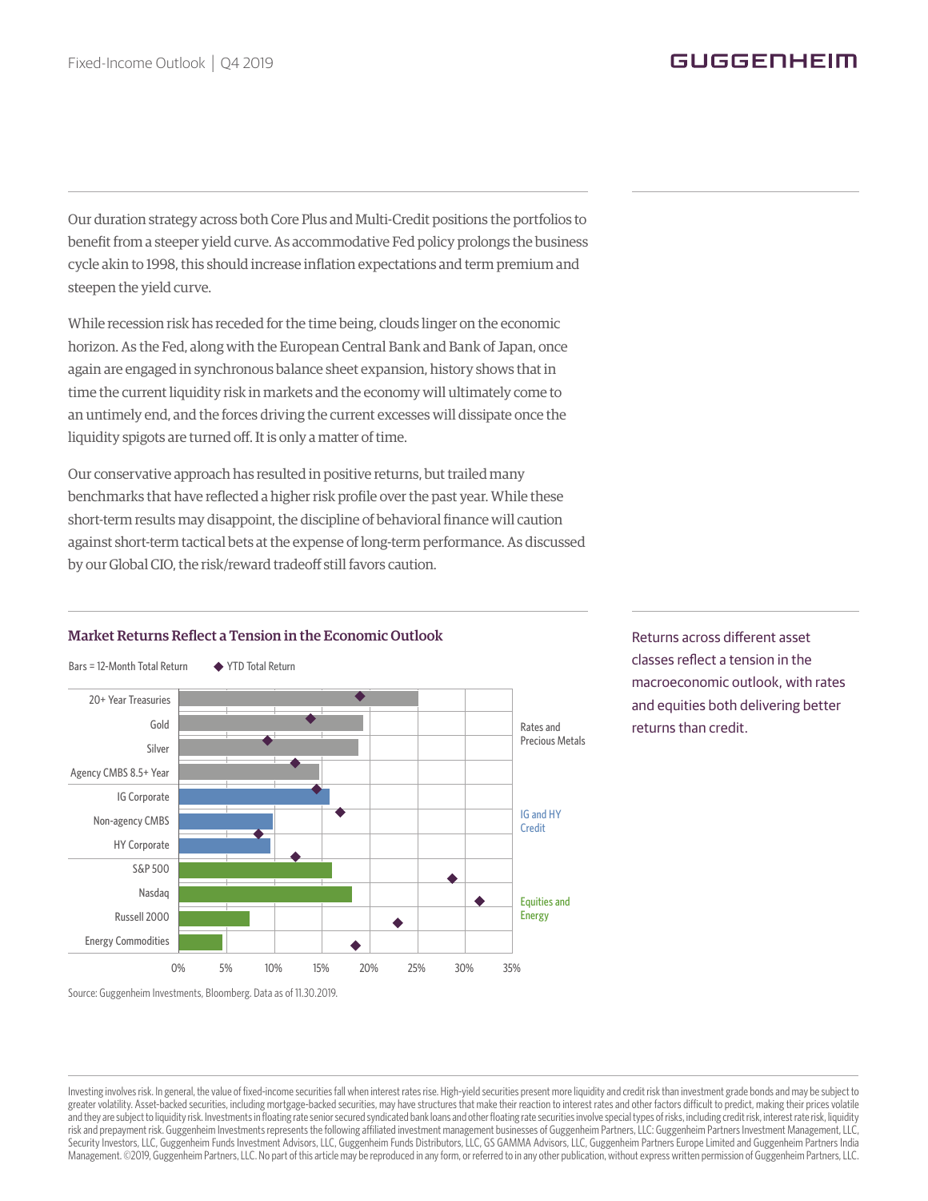Our duration strategy across both Core Plus and Multi-Credit positions the portfolios to benefit from a steeper yield curve. As accommodative Fed policy prolongs the business cycle akin to 1998, this should increase inflation expectations and term premium and steepen the yield curve.

While recession risk has receded for the time being, clouds linger on the economic horizon. As the Fed, along with the European Central Bank and Bank of Japan, once again are engaged in synchronous balance sheet expansion, history shows that in time the current liquidity risk in markets and the economy will ultimately come to an untimely end, and the forces driving the current excesses will dissipate once the liquidity spigots are turned off. It is only a matter of time.

Our conservative approach has resulted in positive returns, but trailed many benchmarks that have reflected a higher risk profile over the past year. While these short-term results may disappoint, the discipline of behavioral finance will caution against short-term tactical bets at the expense of long-term performance. As discussed by our Global CIO, the risk/reward tradeoff still favors caution.

### Market Returns Reflect a Tension in the Economic Outlook

Bars = 12-Month Total Return
◆ YTD Total Return

20+ Year Treasuries
Gold
Silver
Agency CMBS 8.5+ Year
IG Corporate
Non-agency CMBS
HY Corporate
S&P 500
Nasdaq
Russell 2000
Energy Commodities

Rates and Precious Metals
IG and HY Credit
Equities and Energy

0% 5% 10% 15% 20% 25% 30% 35%

Source: Guggenheim Investments, Bloomberg. Data as of 11.30.2019.

Returns across different asset classes reflect a tension in the macroeconomic outlook, with rates and equities both delivering better returns than credit.

Investing involves risk. In general, the value of fixed-income securities fall when interest rates rise. High-yield securities present more liquidity and credit risk than investment grade bonds and may be subject to greater volatility. Asset-backed securities, including mortgage-backed securities, may have structures that make their reaction to interest rates and other factors difficult to predict, making their prices volatile and they are subject to liquidity risk. Investments in floating rate senior secured syndicated bank loans and other floating rate securities involve special types of risks, including credit risk, interest rate risk, liquidity risk and prepayment risk. Guggenheim Investments represents the following affiliated investment management businesses of Guggenheim Partners, LLC: Guggenheim Partners Investment Management, LLC, Security Investors, LLC, Guggenheim Funds Investment Advisors, LLC, Guggenheim Funds Distributors, LLC, GS GAMMA Advisors, LLC, Guggenheim Partners Europe Limited and Guggenheim Partners India Management. ©2019, Guggenheim Partners, LLC. No part of this article may be reproduced in any form, or referred to in any other publication, without express written permission of Guggenheim Partners, LLC.